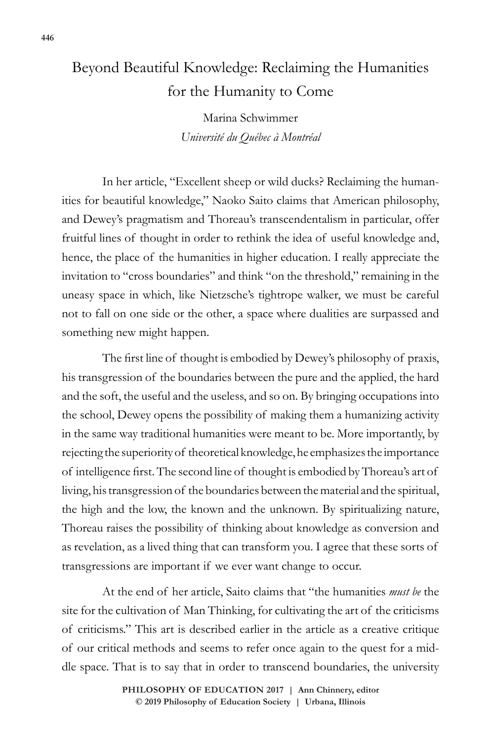# Beyond Beautiful Knowledge: Reclaiming the Humanities for the Humanity to Come

Marina Schwimmer

*Université du Québec à Montréal*

In her article, "Excellent sheep or wild ducks? Reclaiming the humanities for beautiful knowledge," Naoko Saito claims that American philosophy, and Dewey's pragmatism and Thoreau's transcendentalism in particular, offer fruitful lines of thought in order to rethink the idea of useful knowledge and, hence, the place of the humanities in higher education. I really appreciate the invitation to "cross boundaries" and think "on the threshold," remaining in the uneasy space in which, like Nietzsche's tightrope walker, we must be careful not to fall on one side or the other, a space where dualities are surpassed and something new might happen.

The first line of thought is embodied by Dewey's philosophy of praxis, his transgression of the boundaries between the pure and the applied, the hard and the soft, the useful and the useless, and so on. By bringing occupations into the school, Dewey opens the possibility of making them a humanizing activity in the same way traditional humanities were meant to be. More importantly, by rejecting the superiority of theoretical knowledge, he emphasizes the importance of intelligence first. The second line of thought is embodied by Thoreau's art of living, his transgression of the boundaries between the material and the spiritual, the high and the low, the known and the unknown. By spiritualizing nature, Thoreau raises the possibility of thinking about knowledge as conversion and as revelation, as a lived thing that can transform you. I agree that these sorts of transgressions are important if we ever want change to occur.

At the end of her article, Saito claims that "the humanities *must be* the site for the cultivation of Man Thinking, for cultivating the art of the criticisms of criticisms." This art is described earlier in the article as a creative critique of our critical methods and seems to refer once again to the quest for a middle space. That is to say that in order to transcend boundaries, the university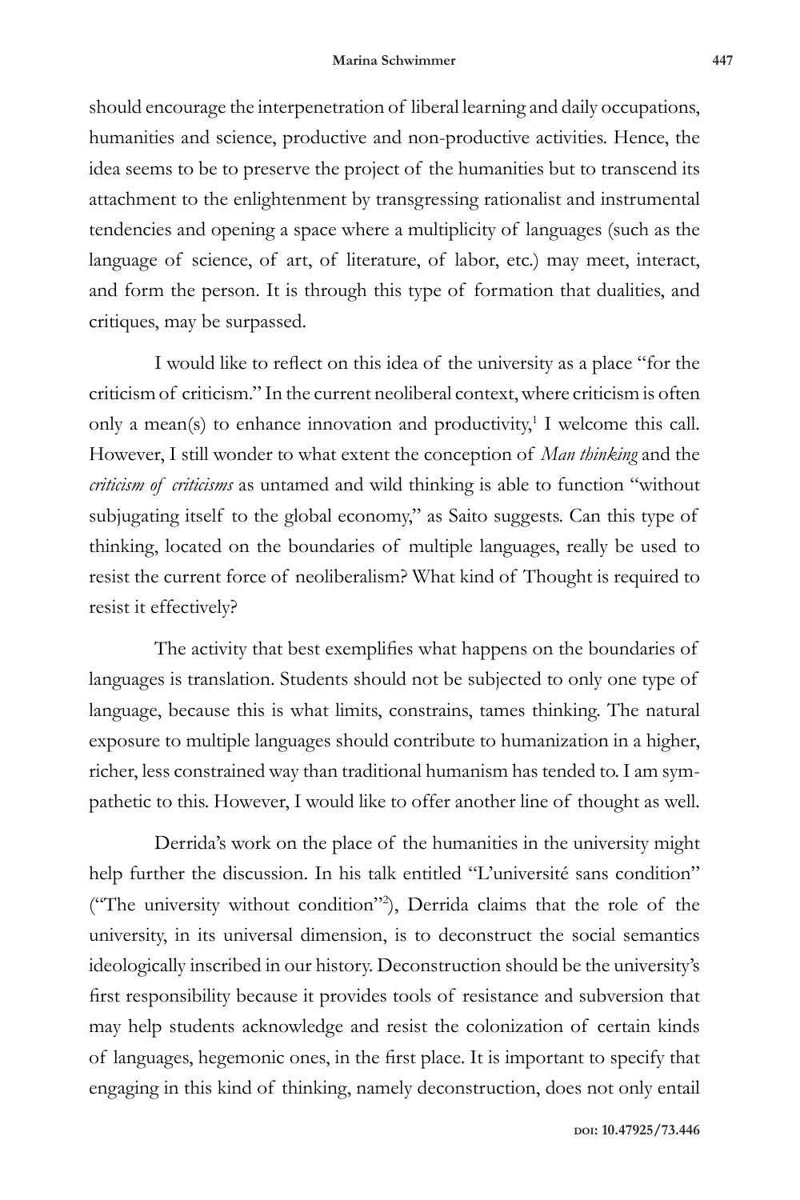should encourage the interpenetration of liberal learning and daily occupations, humanities and science, productive and non-productive activities. Hence, the idea seems to be to preserve the project of the humanities but to transcend its attachment to the enlightenment by transgressing rationalist and instrumental tendencies and opening a space where a multiplicity of languages (such as the language of science, of art, of literature, of labor, etc.) may meet, interact, and form the person. It is through this type of formation that dualities, and critiques, may be surpassed.

I would like to reflect on this idea of the university as a place "for the criticism of criticism." In the current neoliberal context, where criticism is often only a mean(s) to enhance innovation and productivity,[1] I welcome this call. However, I still wonder to what extent the conception of *Man thinking* and the *criticism of criticisms* as untamed and wild thinking is able to function "without subjugating itself to the global economy," as Saito suggests. Can this type of thinking, located on the boundaries of multiple languages, really be used to resist the current force of neoliberalism? What kind of Thought is required to resist it effectively?

The activity that best exemplifies what happens on the boundaries of languages is translation. Students should not be subjected to only one type of language, because this is what limits, constrains, tames thinking. The natural exposure to multiple languages should contribute to humanization in a higher, richer, less constrained way than traditional humanism has tended to. I am sympathetic to this. However, I would like to offer another line of thought as well.

Derrida's work on the place of the humanities in the university might help further the discussion. In his talk entitled "L'université sans condition" ("The university without condition"[2]), Derrida claims that the role of the university, in its universal dimension, is to deconstruct the social semantics ideologically inscribed in our history. Deconstruction should be the university's first responsibility because it provides tools of resistance and subversion that may help students acknowledge and resist the colonization of certain kinds of languages, hegemonic ones, in the first place. It is important to specify that engaging in this kind of thinking, namely deconstruction, does not only entail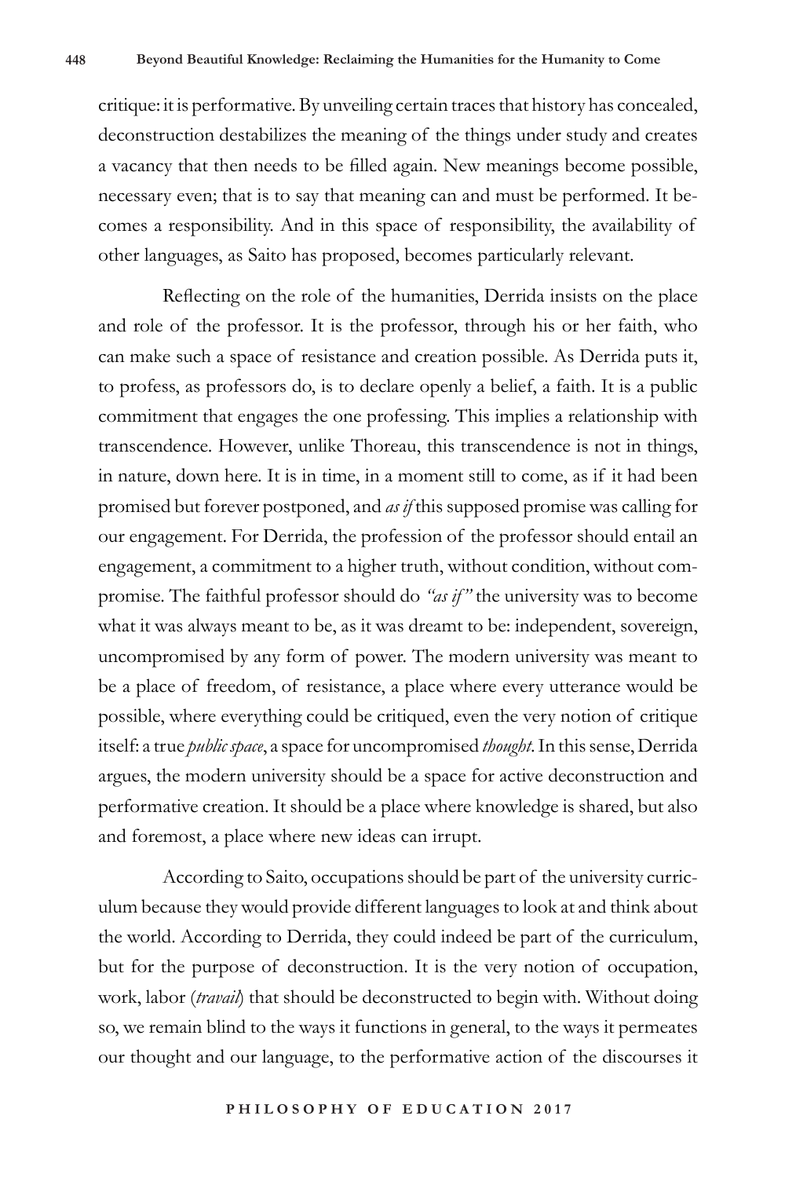critique: it is performative. By unveiling certain traces that history has concealed, deconstruction destabilizes the meaning of the things under study and creates a vacancy that then needs to be filled again. New meanings become possible, necessary even; that is to say that meaning can and must be performed. It becomes a responsibility. And in this space of responsibility, the availability of other languages, as Saito has proposed, becomes particularly relevant.

Reflecting on the role of the humanities, Derrida insists on the place and role of the professor. It is the professor, through his or her faith, who can make such a space of resistance and creation possible. As Derrida puts it, to profess, as professors do, is to declare openly a belief, a faith. It is a public commitment that engages the one professing. This implies a relationship with transcendence. However, unlike Thoreau, this transcendence is not in things, in nature, down here. It is in time, in a moment still to come, as if it had been promised but forever postponed, and *as if* this supposed promise was calling for our engagement. For Derrida, the profession of the professor should entail an engagement, a commitment to a higher truth, without condition, without compromise. The faithful professor should do *"as if"* the university was to become what it was always meant to be, as it was dreamt to be: independent, sovereign, uncompromised by any form of power. The modern university was meant to be a place of freedom, of resistance, a place where every utterance would be possible, where everything could be critiqued, even the very notion of critique itself: a true *public space*, a space for uncompromised *thought*. In this sense, Derrida argues, the modern university should be a space for active deconstruction and performative creation. It should be a place where knowledge is shared, but also and foremost, a place where new ideas can irrupt.

According to Saito, occupations should be part of the university curriculum because they would provide different languages to look at and think about the world. According to Derrida, they could indeed be part of the curriculum, but for the purpose of deconstruction. It is the very notion of occupation, work, labor (*travail*) that should be deconstructed to begin with. Without doing so, we remain blind to the ways it functions in general, to the ways it permeates our thought and our language, to the performative action of the discourses it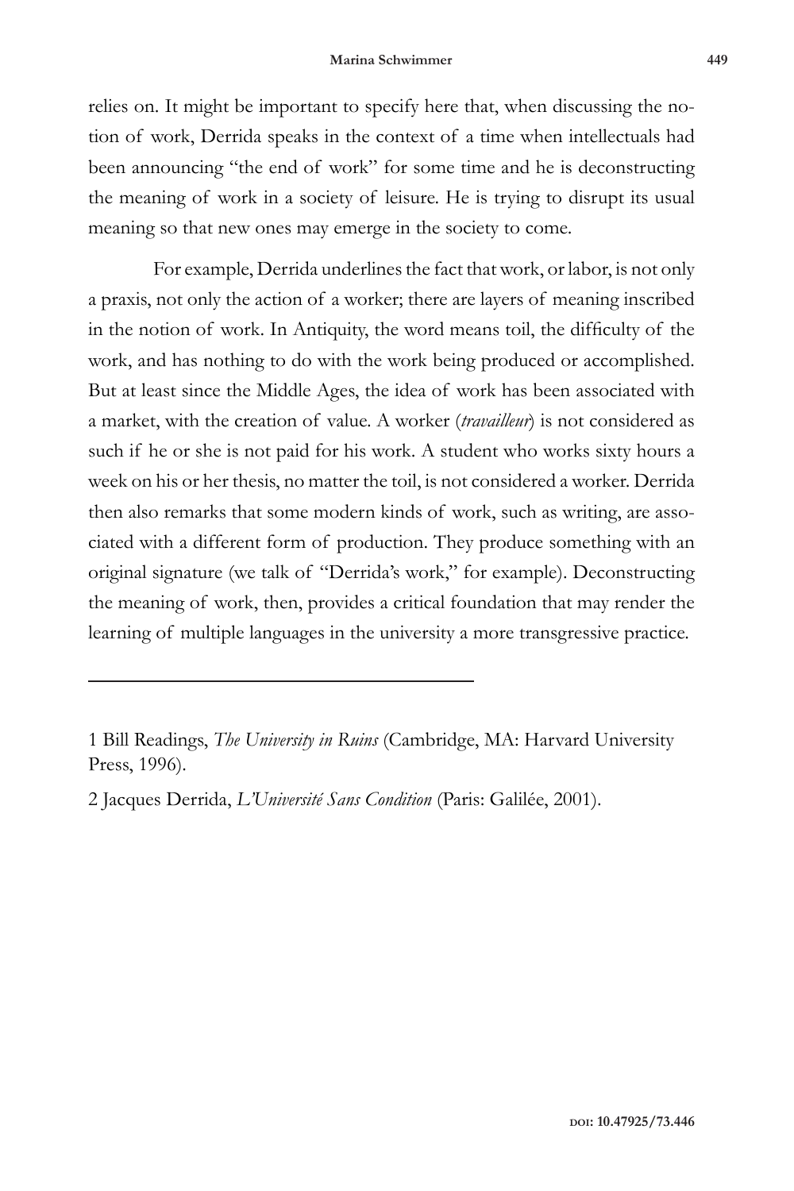relies on. It might be important to specify here that, when discussing the notion of work, Derrida speaks in the context of a time when intellectuals had been announcing "the end of work" for some time and he is deconstructing the meaning of work in a society of leisure. He is trying to disrupt its usual meaning so that new ones may emerge in the society to come.

For example, Derrida underlines the fact that work, or labor, is not only a praxis, not only the action of a worker; there are layers of meaning inscribed in the notion of work. In Antiquity, the word means toil, the difficulty of the work, and has nothing to do with the work being produced or accomplished. But at least since the Middle Ages, the idea of work has been associated with a market, with the creation of value. A worker (*travailleur*) is not considered as such if he or she is not paid for his work. A student who works sixty hours a week on his or her thesis, no matter the toil, is not considered a worker. Derrida then also remarks that some modern kinds of work, such as writing, are associated with a different form of production. They produce something with an original signature (we talk of "Derrida's work," for example). Deconstructing the meaning of work, then, provides a critical foundation that may render the learning of multiple languages in the university a more transgressive practice.

---

1 Bill Readings, *The University in Ruins* (Cambridge, MA: Harvard University Press, 1996).

2 Jacques Derrida, *L'Université Sans Condition* (Paris: Galilée, 2001).